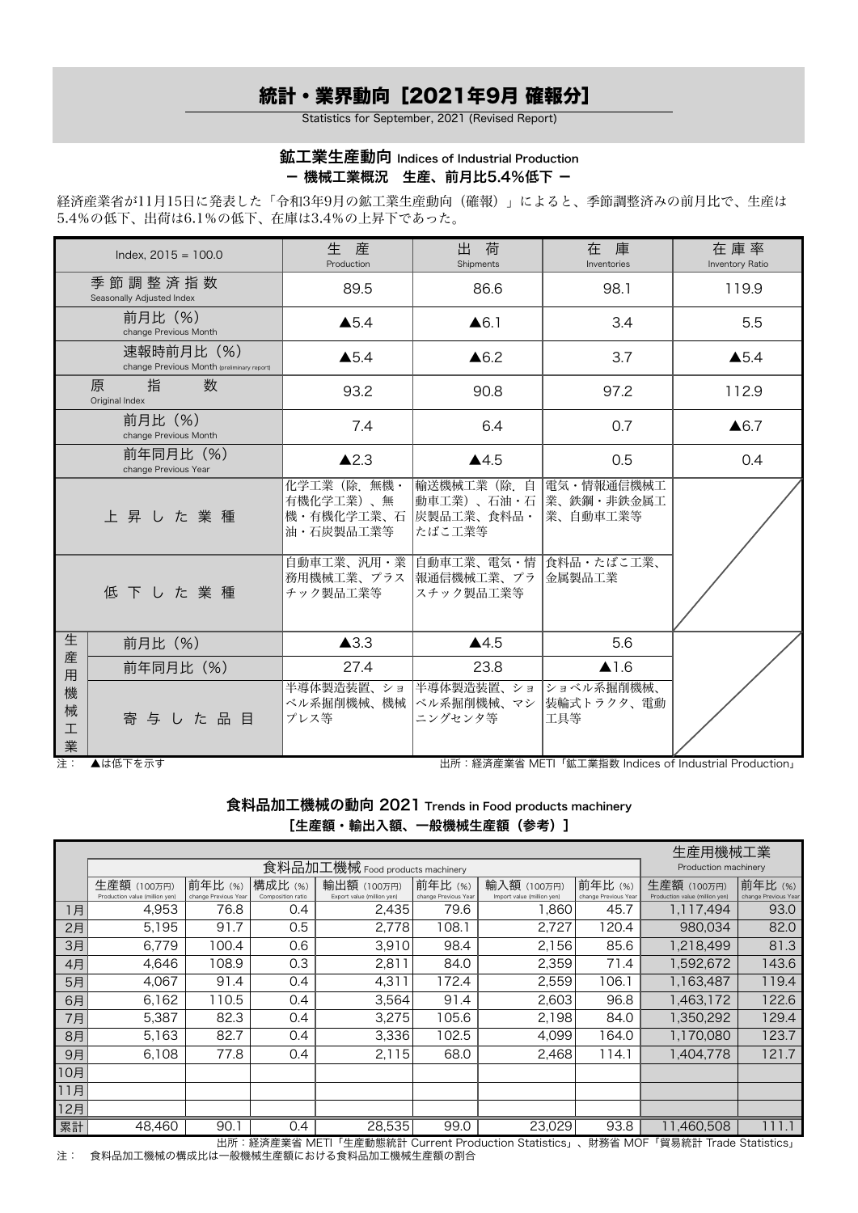# 統計・業界動向［2021年9月 確報分］

Statistics for September, 2021 (Revised Report)

## 鉱工業生産動向 Indices of Industrial Production

### ー 機械工業概況　生産、前月比5.4%低下 ー

経済産業省が11月15日に発表した「令和3年9月の鉱工業生産動向（確報）」によると、季節調整済みの前月比で、生産は5.4%の低下、出荷は6.1%の低下、在庫は3.4%の上昇下であった。

| Index, 2015 = 100.0 | | 生　産 Production | 出　荷 Shipments | 在　庫 Inventories | 在庫率 Inventory Ratio |
|---|---|---|---|---|---|
| 季節調整済指数 Seasonally Adjusted Index | | 89.5 | 86.6 | 98.1 | 119.9 |
| 前月比（%） change Previous Month | | ▲5.4 | ▲6.1 | 3.4 | 5.5 |
| 速報時前月比（%） change Previous Month (preliminary report) | | ▲5.4 | ▲6.2 | 3.7 | ▲5.4 |
| 原指数 Original Index | | 93.2 | 90.8 | 97.2 | 112.9 |
| 前月比（%） change Previous Month | | 7.4 | 6.4 | 0.7 | ▲6.7 |
| 前年同月比（%） change Previous Year | | ▲2.3 | ▲4.5 | 0.5 | 0.4 |
| 上昇した業種 | | 化学工業（除.無機・有機化学工業）、無機・有機化学工業、石油・石炭製品工業等 | 輸送機械工業（除.自動車工業）、石油・石炭製品工業、食料品・たばこ工業等 | 電気・情報通信機械工業、鉄鋼・非鉄金属工業、自動車工業等 | |
| 低下した業種 | | 自動車工業、汎用・業務用機械工業、プラスチック製品工業等 | 自動車工業、電気・情報通信機械工業、プラスチック製品工業等 | 食料品・たばこ工業、金属製品工業 | |
| 生産用機械工業 | 前月比（%） | ▲3.3 | ▲4.5 | 5.6 | |
| | 前年同月比（%） | 27.4 | 23.8 | ▲1.6 | |
| | 寄与した品目 | 半導体製造装置、ショベル系掘削機械、機械プレス等 | 半導体製造装置、ショベル系掘削機械、マシニングセンタ等 | ショベル系掘削機械、装輪式トラクタ、電動工具等 | |

注：　▲は低下を示す

出所：経済産業省 METI「鉱工業指数 Indices of Industrial Production」

## 食料品加工機械の動向 2021 Trends in Food products machinery

### ［生産額・輸出入額、一般機械生産額（参考）］

| | 食料品加工機械 Food products machinery | | | | | | | 生産用機械工業 Production machinery | |
|---|---|---|---|---|---|---|---|---|---|
| | 生産額（100万円） Production value (million yen) | 前年比（%） change Previous Year | 構成比（%） Composition ratio | 輸出額（100万円） Export value (million yen) | 前年比（%） change Previous Year | 輸入額（100万円） Import value (million yen) | 前年比（%） change Previous Year | 生産額（100万円） Production value (million yen) | 前年比（%） change Previous Year |
| 1月 | 4,953 | 76.8 | 0.4 | 2,435 | 79.6 | 1,860 | 45.7 | 1,117,494 | 93.0 |
| 2月 | 5,195 | 91.7 | 0.5 | 2,778 | 108.1 | 2,727 | 120.4 | 980,034 | 82.0 |
| 3月 | 6,779 | 100.4 | 0.6 | 3,910 | 98.4 | 2,156 | 85.6 | 1,218,499 | 81.3 |
| 4月 | 4,646 | 108.9 | 0.3 | 2,811 | 84.0 | 2,359 | 71.4 | 1,592,672 | 143.6 |
| 5月 | 4,067 | 91.4 | 0.4 | 4,311 | 172.4 | 2,559 | 106.1 | 1,163,487 | 119.4 |
| 6月 | 6,162 | 110.5 | 0.4 | 3,564 | 91.4 | 2,603 | 96.8 | 1,463,172 | 122.6 |
| 7月 | 5,387 | 82.3 | 0.4 | 3,275 | 105.6 | 2,198 | 84.0 | 1,350,292 | 129.4 |
| 8月 | 5,163 | 82.7 | 0.4 | 3,336 | 102.5 | 4,099 | 164.0 | 1,170,080 | 123.7 |
| 9月 | 6,108 | 77.8 | 0.4 | 2,115 | 68.0 | 2,468 | 114.1 | 1,404,778 | 121.7 |
| 10月 | | | | | | | | | |
| 11月 | | | | | | | | | |
| 12月 | | | | | | | | | |
| 累計 | 48,460 | 90.1 | 0.4 | 28,535 | 99.0 | 23,029 | 93.8 | 11,460,508 | 111.1 |

出所：経済産業省 METI「生産動態統計 Current Production Statistics」、財務省 MOF「貿易統計 Trade Statistics」

注：　食料品加工機械の構成比は一般機械生産額における食料品加工機械生産額の割合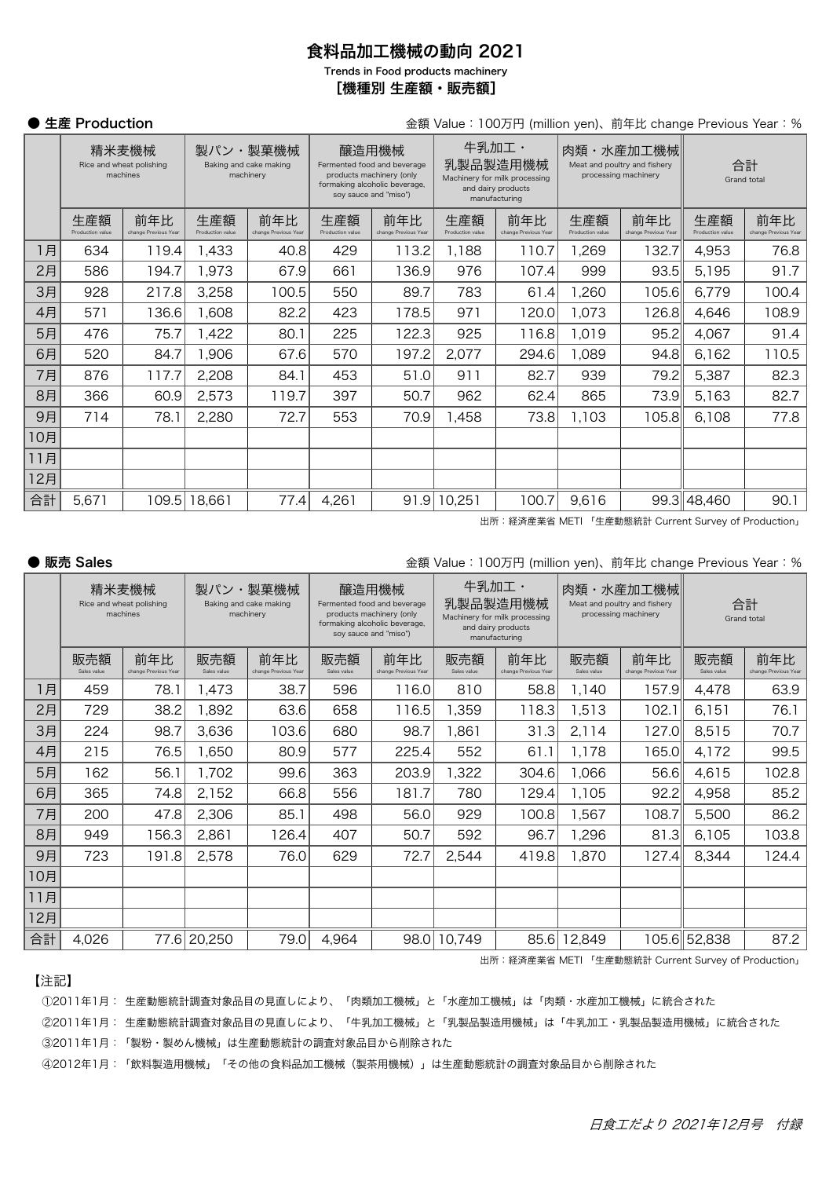# 食料品加工機械の動向 2021

Trends in Food products machinery

**［機種別 生産額・販売額］**

## ● 生産 Production

金額 Value：100万円 (million yen)、前年比 change Previous Year：%

| | 精米麦機械 Rice and wheat polishing machines | | 製パン・製菓機械 Baking and cake making machinery | | 醸造用機械 Fermented food and beverage products machinery (only formaking alcoholic beverage, soy sauce and "miso") | | 牛乳加工・乳製品製造用機械 Machinery for milk processing and dairy products manufacturing | | 肉類・水産加工機械 Meat and poultry and fishery processing machinery | | 合計 Grand total | |
|---|---|---|---|---|---|---|---|---|---|---|---|---|
| | 生産額 Production value | 前年比 change Previous Year | 生産額 Production value | 前年比 change Previous Year | 生産額 Production value | 前年比 change Previous Year | 生産額 Production value | 前年比 change Previous Year | 生産額 Production value | 前年比 change Previous Year | 生産額 Production value | 前年比 change Previous Year |
| 1月 | 634 | 119.4 | 1,433 | 40.8 | 429 | 113.2 | 1,188 | 110.7 | 1,269 | 132.7 | 4,953 | 76.8 |
| 2月 | 586 | 194.7 | 1,973 | 67.9 | 661 | 136.9 | 976 | 107.4 | 999 | 93.5 | 5,195 | 91.7 |
| 3月 | 928 | 217.8 | 3,258 | 100.5 | 550 | 89.7 | 783 | 61.4 | 1,260 | 105.6 | 6,779 | 100.4 |
| 4月 | 571 | 136.6 | 1,608 | 82.2 | 423 | 178.5 | 971 | 120.0 | 1,073 | 126.8 | 4,646 | 108.9 |
| 5月 | 476 | 75.7 | 1,422 | 80.1 | 225 | 122.3 | 925 | 116.8 | 1,019 | 95.2 | 4,067 | 91.4 |
| 6月 | 520 | 84.7 | 1,906 | 67.6 | 570 | 197.2 | 2,077 | 294.6 | 1,089 | 94.8 | 6,162 | 110.5 |
| 7月 | 876 | 117.7 | 2,208 | 84.1 | 453 | 51.0 | 911 | 82.7 | 939 | 79.2 | 5,387 | 82.3 |
| 8月 | 366 | 60.9 | 2,573 | 119.7 | 397 | 50.7 | 962 | 62.4 | 865 | 73.9 | 5,163 | 82.7 |
| 9月 | 714 | 78.1 | 2,280 | 72.7 | 553 | 70.9 | 1,458 | 73.8 | 1,103 | 105.8 | 6,108 | 77.8 |
| 10月 | | | | | | | | | | | | |
| 11月 | | | | | | | | | | | | |
| 12月 | | | | | | | | | | | | |
| 合計 | 5,671 | 109.5 | 18,661 | 77.4 | 4,261 | 91.9 | 10,251 | 100.7 | 9,616 | 99.3 | 48,460 | 90.1 |

出所：経済産業省 METI 「生産動態統計 Current Survey of Production」

## ● 販売 Sales

金額 Value：100万円 (million yen)、前年比 change Previous Year：%

| | 精米麦機械 Rice and wheat polishing machines | | 製パン・製菓機械 Baking and cake making machinery | | 醸造用機械 Fermented food and beverage products machinery (only formaking alcoholic beverage, soy sauce and "miso") | | 牛乳加工・乳製品製造用機械 Machinery for milk processing and dairy products manufacturing | | 肉類・水産加工機械 Meat and poultry and fishery processing machinery | | 合計 Grand total | |
|---|---|---|---|---|---|---|---|---|---|---|---|---|
| | 販売額 Sales value | 前年比 change Previous Year | 販売額 Sales value | 前年比 change Previous Year | 販売額 Sales value | 前年比 change Previous Year | 販売額 Sales value | 前年比 change Previous Year | 販売額 Sales value | 前年比 change Previous Year | 販売額 Sales value | 前年比 change Previous Year |
| 1月 | 459 | 78.1 | 1,473 | 38.7 | 596 | 116.0 | 810 | 58.8 | 1,140 | 157.9 | 4,478 | 63.9 |
| 2月 | 729 | 38.2 | 1,892 | 63.6 | 658 | 116.5 | 1,359 | 118.3 | 1,513 | 102.1 | 6,151 | 76.1 |
| 3月 | 224 | 98.7 | 3,636 | 103.6 | 680 | 98.7 | 1,861 | 31.3 | 2,114 | 127.0 | 8,515 | 70.7 |
| 4月 | 215 | 76.5 | 1,650 | 80.9 | 577 | 225.4 | 552 | 61.1 | 1,178 | 165.0 | 4,172 | 99.5 |
| 5月 | 162 | 56.1 | 1,702 | 99.6 | 363 | 203.9 | 1,322 | 304.6 | 1,066 | 56.6 | 4,615 | 102.8 |
| 6月 | 365 | 74.8 | 2,152 | 66.8 | 556 | 181.7 | 780 | 129.4 | 1,105 | 92.2 | 4,958 | 85.2 |
| 7月 | 200 | 47.8 | 2,306 | 85.1 | 498 | 56.0 | 929 | 100.8 | 1,567 | 108.7 | 5,500 | 86.2 |
| 8月 | 949 | 156.3 | 2,861 | 126.4 | 407 | 50.7 | 592 | 96.7 | 1,296 | 81.3 | 6,105 | 103.8 |
| 9月 | 723 | 191.8 | 2,578 | 76.0 | 629 | 72.7 | 2,544 | 419.8 | 1,870 | 127.4 | 8,344 | 124.4 |
| 10月 | | | | | | | | | | | | |
| 11月 | | | | | | | | | | | | |
| 12月 | | | | | | | | | | | | |
| 合計 | 4,026 | 77.6 | 20,250 | 79.0 | 4,964 | 98.0 | 10,749 | 85.6 | 12,849 | 105.6 | 52,838 | 87.2 |

出所：経済産業省 METI 「生産動態統計 Current Survey of Production」

【注記】

①2011年1月： 生産動態統計調査対象品目の見直しにより、「肉類加工機械」と「水産加工機械」は「肉類・水産加工機械」に統合された

②2011年1月： 生産動態統計調査対象品目の見直しにより、「牛乳加工機械」と「乳製品製造用機械」は「牛乳加工・乳製品製造用機械」に統合された

③2011年1月：「製粉・製めん機械」は生産動態統計の調査対象品目から削除された

④2012年1月：「飲料製造用機械」「その他の食料品加工機械（製茶用機械）」は生産動態統計の調査対象品目から削除された

*日食工だより 2021年12月号 付録*